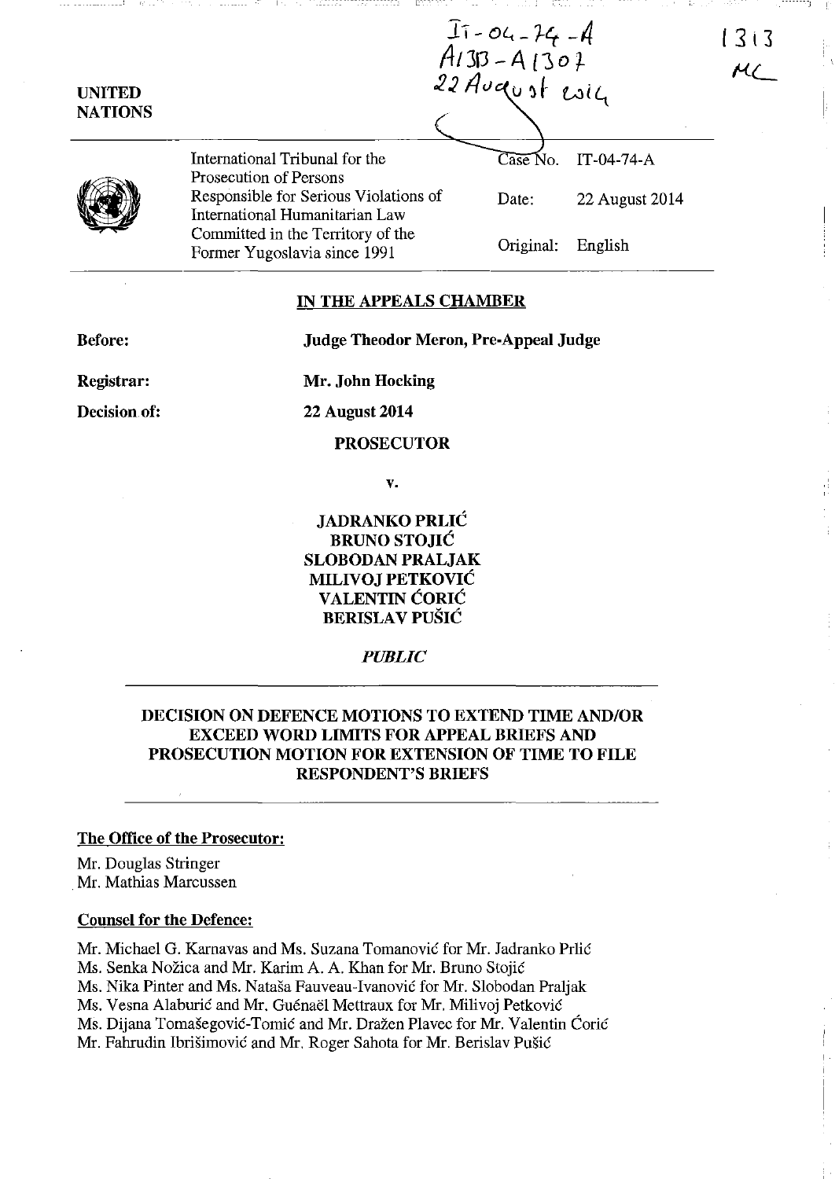IT-04-74-A
A1313 - A1307
22 August 2014

1313
MC

**UNITED NATIONS**

| | | |
|---|---|---|
| International Tribunal for the Prosecution of Persons Responsible for Serious Violations of International Humanitarian Law Committed in the Territory of the Former Yugoslavia since 1991 | Case No. | IT-04-74-A |
| | Date: | 22 August 2014 |
| | Original: | English |

## IN THE APPEALS CHAMBER

**Before:** **Judge Theodor Meron, Pre-Appeal Judge**

**Registrar:** **Mr. John Hocking**

**Decision of:** **22 August 2014**

**PROSECUTOR**

**v.**

**JADRANKO PRLIĆ**
**BRUNO STOJIĆ**
**SLOBODAN PRALJAK**
**MILIVOJ PETKOVIĆ**
**VALENTIN ĆORIĆ**
**BERISLAV PUŠIĆ**

*PUBLIC*

## DECISION ON DEFENCE MOTIONS TO EXTEND TIME AND/OR EXCEED WORD LIMITS FOR APPEAL BRIEFS AND PROSECUTION MOTION FOR EXTENSION OF TIME TO FILE RESPONDENT'S BRIEFS

**The Office of the Prosecutor:**

Mr. Douglas Stringer
Mr. Mathias Marcussen

**Counsel for the Defence:**

Mr. Michael G. Karnavas and Ms. Suzana Tomanović for Mr. Jadranko Prlić
Ms. Senka Nožica and Mr. Karim A. A. Khan for Mr. Bruno Stojić
Ms. Nika Pinter and Ms. Nataša Fauveau-Ivanović for Mr. Slobodan Praljak
Ms. Vesna Alaburić and Mr. Guénaël Mettraux for Mr. Milivoj Petković
Ms. Dijana Tomašegović-Tomić and Mr. Dražen Plavec for Mr. Valentin Ćorić
Mr. Fahrudin Ibrišimović and Mr. Roger Sahota for Mr. Berislav Pušić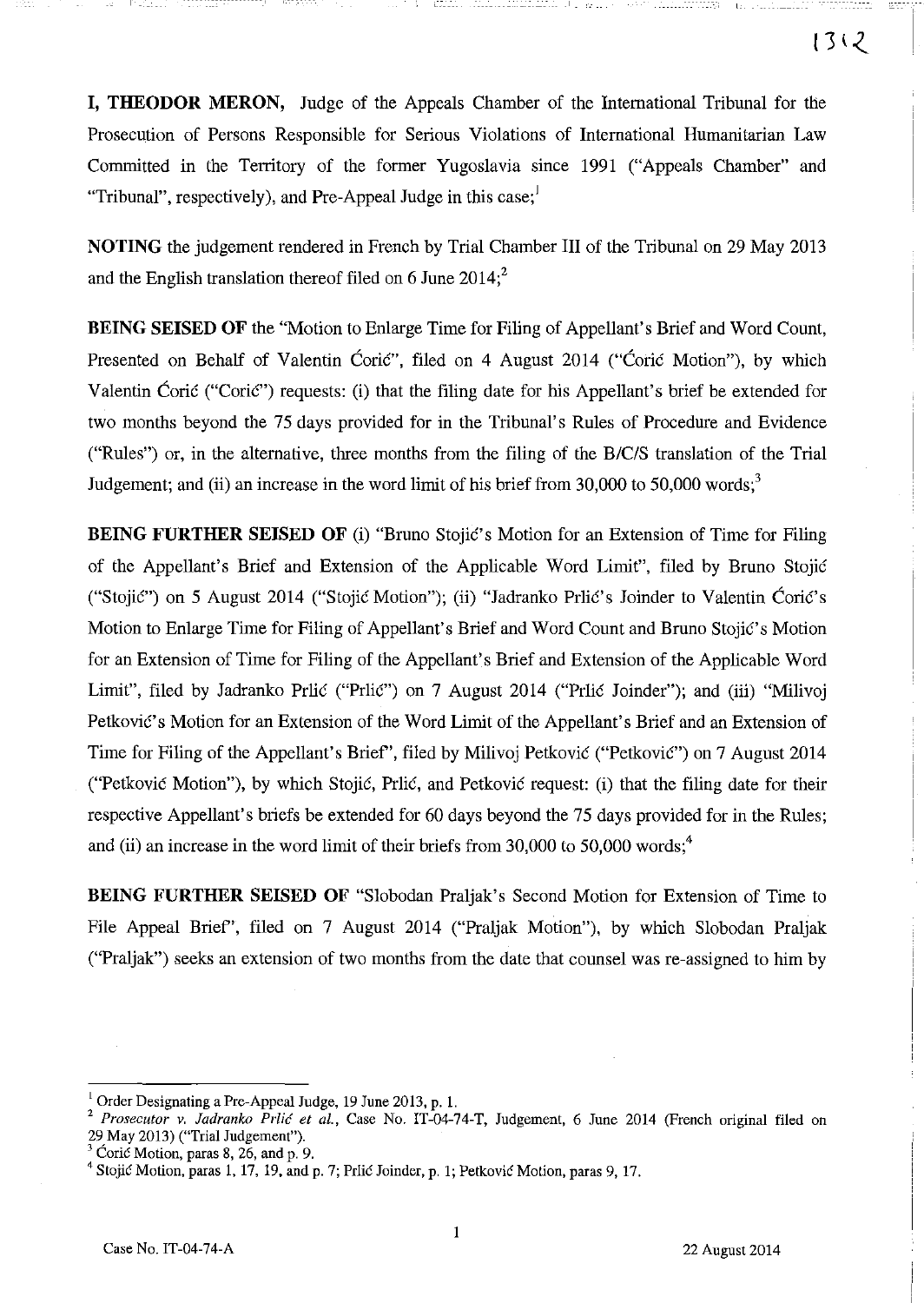**I, THEODOR MERON,** Judge of the Appeals Chamber of the International Tribunal for the Prosecution of Persons Responsible for Serious Violations of International Humanitarian Law Committed in the Territory of the former Yugoslavia since 1991 ("Appeals Chamber" and "Tribunal", respectively), and Pre-Appeal Judge in this case;[1]

**NOTING** the judgement rendered in French by Trial Chamber III of the Tribunal on 29 May 2013 and the English translation thereof filed on 6 June 2014;[2]

**BEING SEISED OF** the "Motion to Enlarge Time for Filing of Appellant's Brief and Word Count, Presented on Behalf of Valentin Ćorić", filed on 4 August 2014 ("Ćorić Motion"), by which Valentin Ćorić ("Ćorić") requests: (i) that the filing date for his Appellant's brief be extended for two months beyond the 75 days provided for in the Tribunal's Rules of Procedure and Evidence ("Rules") or, in the alternative, three months from the filing of the B/C/S translation of the Trial Judgement; and (ii) an increase in the word limit of his brief from 30,000 to 50,000 words;[3]

**BEING FURTHER SEISED OF** (i) "Bruno Stojić's Motion for an Extension of Time for Filing of the Appellant's Brief and Extension of the Applicable Word Limit", filed by Bruno Stojić ("Stojić") on 5 August 2014 ("Stojić Motion"); (ii) "Jadranko Prlić's Joinder to Valentin Ćorić's Motion to Enlarge Time for Filing of Appellant's Brief and Word Count and Bruno Stojić's Motion for an Extension of Time for Filing of the Appellant's Brief and Extension of the Applicable Word Limit", filed by Jadranko Prlić ("Prlić") on 7 August 2014 ("Prlić Joinder"); and (iii) "Milivoj Petković's Motion for an Extension of the Word Limit of the Appellant's Brief and an Extension of Time for Filing of the Appellant's Brief", filed by Milivoj Petković ("Petković") on 7 August 2014 ("Petković Motion"), by which Stojić, Prlić, and Petković request: (i) that the filing date for their respective Appellant's briefs be extended for 60 days beyond the 75 days provided for in the Rules; and (ii) an increase in the word limit of their briefs from 30,000 to 50,000 words;[4]

**BEING FURTHER SEISED OF** "Slobodan Praljak's Second Motion for Extension of Time to File Appeal Brief", filed on 7 August 2014 ("Praljak Motion"), by which Slobodan Praljak ("Praljak") seeks an extension of two months from the date that counsel was re-assigned to him by

---

[1] Order Designating a Pre-Appeal Judge, 19 June 2013, p. 1.

[2] *Prosecutor v. Jadranko Prlić et al.*, Case No. IT-04-74-T, Judgement, 6 June 2014 (French original filed on 29 May 2013) ("Trial Judgement").

[3] Ćorić Motion, paras 8, 26, and p. 9.

[4] Stojić Motion, paras 1, 17, 19, and p. 7; Prlić Joinder, p. 1; Petković Motion, paras 9, 17.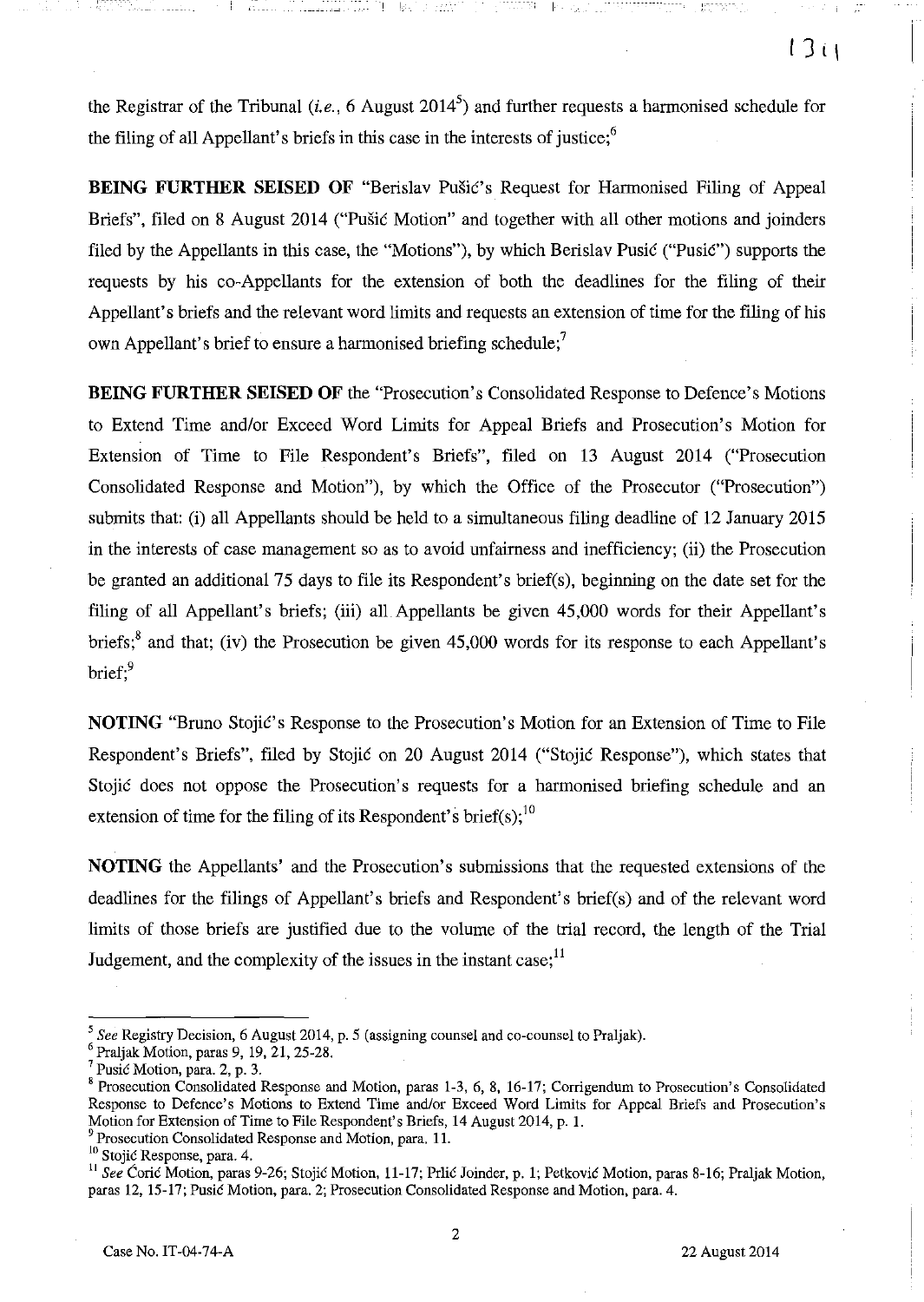the Registrar of the Tribunal (*i.e.*, 6 August 2014[5]) and further requests a harmonised schedule for the filing of all Appellant's briefs in this case in the interests of justice;[6]

**BEING FURTHER SEISED OF** "Berislav Pušić's Request for Harmonised Filing of Appeal Briefs", filed on 8 August 2014 ("Pušić Motion" and together with all other motions and joinders filed by the Appellants in this case, the "Motions"), by which Berislav Pusić ("Pusić") supports the requests by his co-Appellants for the extension of both the deadlines for the filing of their Appellant's briefs and the relevant word limits and requests an extension of time for the filing of his own Appellant's brief to ensure a harmonised briefing schedule;[7]

**BEING FURTHER SEISED OF** the "Prosecution's Consolidated Response to Defence's Motions to Extend Time and/or Exceed Word Limits for Appeal Briefs and Prosecution's Motion for Extension of Time to File Respondent's Briefs", filed on 13 August 2014 ("Prosecution Consolidated Response and Motion"), by which the Office of the Prosecutor ("Prosecution") submits that: (i) all Appellants should be held to a simultaneous filing deadline of 12 January 2015 in the interests of case management so as to avoid unfairness and inefficiency; (ii) the Prosecution be granted an additional 75 days to file its Respondent's brief(s), beginning on the date set for the filing of all Appellant's briefs; (iii) all Appellants be given 45,000 words for their Appellant's briefs;[8] and that; (iv) the Prosecution be given 45,000 words for its response to each Appellant's brief;[9]

**NOTING** "Bruno Stojić's Response to the Prosecution's Motion for an Extension of Time to File Respondent's Briefs", filed by Stojić on 20 August 2014 ("Stojić Response"), which states that Stojić does not oppose the Prosecution's requests for a harmonised briefing schedule and an extension of time for the filing of its Respondent's brief(s);[10]

**NOTING** the Appellants' and the Prosecution's submissions that the requested extensions of the deadlines for the filings of Appellant's briefs and Respondent's brief(s) and of the relevant word limits of those briefs are justified due to the volume of the trial record, the length of the Trial Judgement, and the complexity of the issues in the instant case;[11]

---

[5] *See* Registry Decision, 6 August 2014, p. 5 (assigning counsel and co-counsel to Praljak).

[6] Praljak Motion, paras 9, 19, 21, 25-28.

[7] Pusić Motion, para. 2, p. 3.

[8] Prosecution Consolidated Response and Motion, paras 1-3, 6, 8, 16-17; Corrigendum to Prosecution's Consolidated Response to Defence's Motions to Extend Time and/or Exceed Word Limits for Appeal Briefs and Prosecution's Motion for Extension of Time to File Respondent's Briefs, 14 August 2014, p. 1.

[9] Prosecution Consolidated Response and Motion, para. 11.

[10] Stojić Response, para. 4.

[11] *See* Ćorić Motion, paras 9-26; Stojić Motion, 11-17; Prlić Joinder, p. 1; Petković Motion, paras 8-16; Praljak Motion, paras 12, 15-17; Pusić Motion, para. 2; Prosecution Consolidated Response and Motion, para. 4.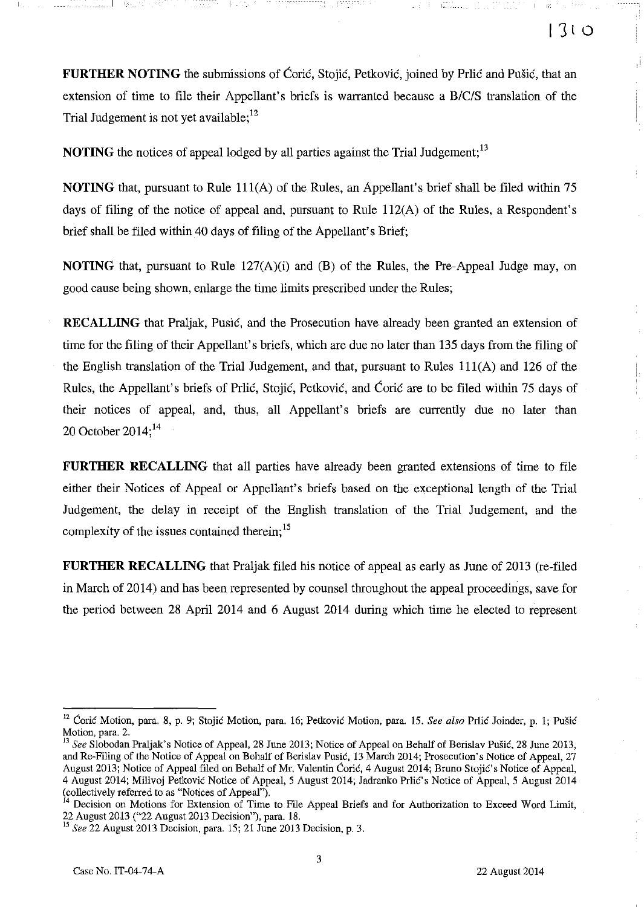**FURTHER NOTING** the submissions of Ćorić, Stojić, Petković, joined by Prlić and Pušić, that an extension of time to file their Appellant's briefs is warranted because a B/C/S translation of the Trial Judgement is not yet available;[12]

**NOTING** the notices of appeal lodged by all parties against the Trial Judgement;[13]

**NOTING** that, pursuant to Rule 111(A) of the Rules, an Appellant's brief shall be filed within 75 days of filing of the notice of appeal and, pursuant to Rule 112(A) of the Rules, a Respondent's brief shall be filed within 40 days of filing of the Appellant's Brief;

**NOTING** that, pursuant to Rule 127(A)(i) and (B) of the Rules, the Pre-Appeal Judge may, on good cause being shown, enlarge the time limits prescribed under the Rules;

**RECALLING** that Praljak, Pusić, and the Prosecution have already been granted an extension of time for the filing of their Appellant's briefs, which are due no later than 135 days from the filing of the English translation of the Trial Judgement, and that, pursuant to Rules 111(A) and 126 of the Rules, the Appellant's briefs of Prlić, Stojić, Petković, and Ćorić are to be filed within 75 days of their notices of appeal, and, thus, all Appellant's briefs are currently due no later than 20 October 2014;[14]

**FURTHER RECALLING** that all parties have already been granted extensions of time to file either their Notices of Appeal or Appellant's briefs based on the exceptional length of the Trial Judgement, the delay in receipt of the English translation of the Trial Judgement, and the complexity of the issues contained therein;[15]

**FURTHER RECALLING** that Praljak filed his notice of appeal as early as June of 2013 (re-filed in March of 2014) and has been represented by counsel throughout the appeal proceedings, save for the period between 28 April 2014 and 6 August 2014 during which time he elected to represent

---

[12] Ćorić Motion, para. 8, p. 9; Stojić Motion, para. 16; Petković Motion, para. 15. *See also* Prlić Joinder, p. 1; Pušić Motion, para. 2.

[13] *See* Slobodan Praljak's Notice of Appeal, 28 June 2013; Notice of Appeal on Behalf of Berislav Pušić, 28 June 2013, and Re-Filing of the Notice of Appeal on Behalf of Berislav Pusić, 13 March 2014; Prosecution's Notice of Appeal, 27 August 2013; Notice of Appeal filed on Behalf of Mr. Valentin Ćorić, 4 August 2014; Bruno Stojić's Notice of Appeal, 4 August 2014; Milivoj Petković Notice of Appeal, 5 August 2014; Jadranko Prlić's Notice of Appeal, 5 August 2014 (collectively referred to as "Notices of Appeal").

[14] Decision on Motions for Extension of Time to File Appeal Briefs and for Authorization to Exceed Word Limit, 22 August 2013 ("22 August 2013 Decision"), para. 18.

[15] *See* 22 August 2013 Decision, para. 15; 21 June 2013 Decision, p. 3.

Case No. IT-04-74-A 22 August 2014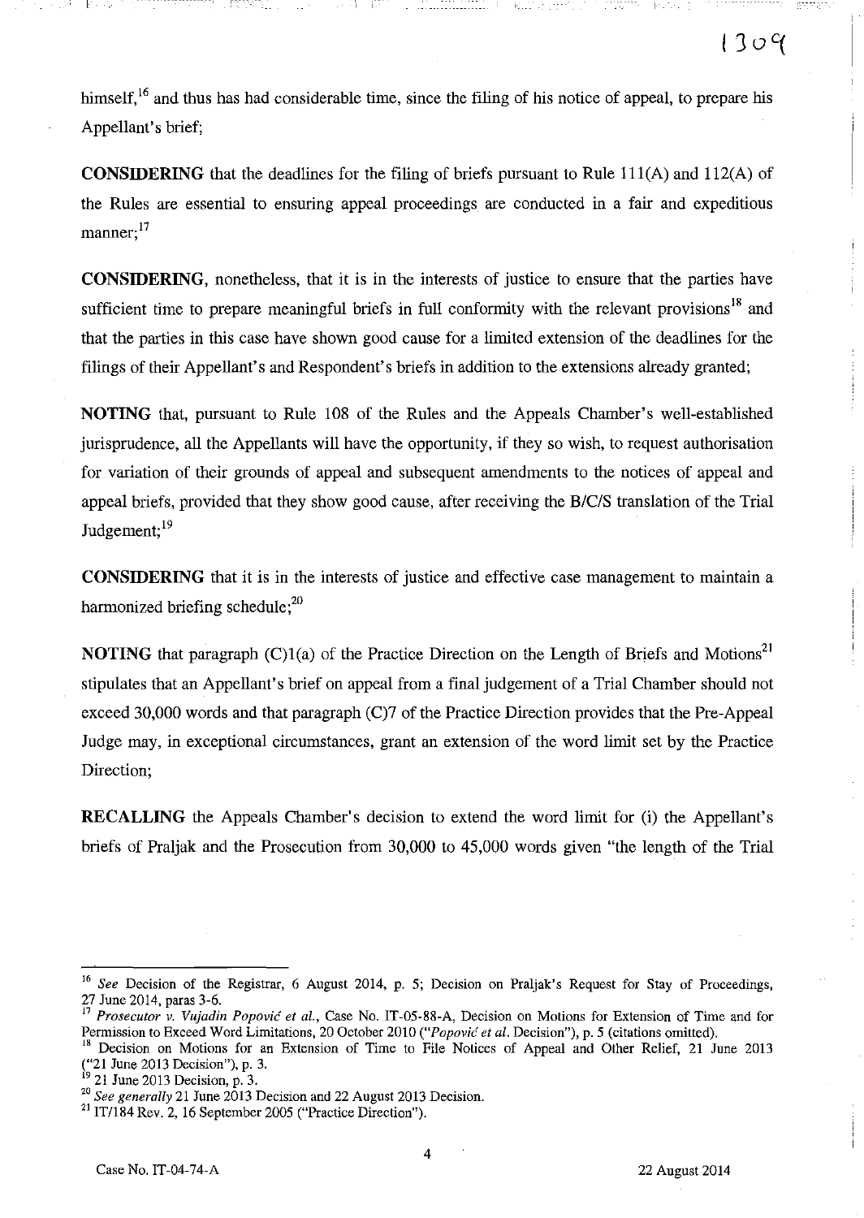himself,[16] and thus has had considerable time, since the filing of his notice of appeal, to prepare his Appellant's brief;

**CONSIDERING** that the deadlines for the filing of briefs pursuant to Rule 111(A) and 112(A) of the Rules are essential to ensuring appeal proceedings are conducted in a fair and expeditious manner;[17]

**CONSIDERING**, nonetheless, that it is in the interests of justice to ensure that the parties have sufficient time to prepare meaningful briefs in full conformity with the relevant provisions[18] and that the parties in this case have shown good cause for a limited extension of the deadlines for the filings of their Appellant's and Respondent's briefs in addition to the extensions already granted;

**NOTING** that, pursuant to Rule 108 of the Rules and the Appeals Chamber's well-established jurisprudence, all the Appellants will have the opportunity, if they so wish, to request authorisation for variation of their grounds of appeal and subsequent amendments to the notices of appeal and appeal briefs, provided that they show good cause, after receiving the B/C/S translation of the Trial Judgement;[19]

**CONSIDERING** that it is in the interests of justice and effective case management to maintain a harmonized briefing schedule;[20]

**NOTING** that paragraph (C)1(a) of the Practice Direction on the Length of Briefs and Motions[21] stipulates that an Appellant's brief on appeal from a final judgement of a Trial Chamber should not exceed 30,000 words and that paragraph (C)7 of the Practice Direction provides that the Pre-Appeal Judge may, in exceptional circumstances, grant an extension of the word limit set by the Practice Direction;

**RECALLING** the Appeals Chamber's decision to extend the word limit for (i) the Appellant's briefs of Praljak and the Prosecution from 30,000 to 45,000 words given "the length of the Trial

---

[16] *See* Decision of the Registrar, 6 August 2014, p. 5; Decision on Praljak's Request for Stay of Proceedings, 27 June 2014, paras 3-6.

[17] *Prosecutor v. Vujadin Popović et al.*, Case No. IT-05-88-A, Decision on Motions for Extension of Time and for Permission to Exceed Word Limitations, 20 October 2010 ("*Popović et al.* Decision"), p. 5 (citations omitted).

[18] Decision on Motions for an Extension of Time to File Notices of Appeal and Other Relief, 21 June 2013 ("21 June 2013 Decision"), p. 3.

[19] 21 June 2013 Decision, p. 3.

[20] *See generally* 21 June 2013 Decision and 22 August 2013 Decision.

[21] IT/184 Rev. 2, 16 September 2005 ("Practice Direction").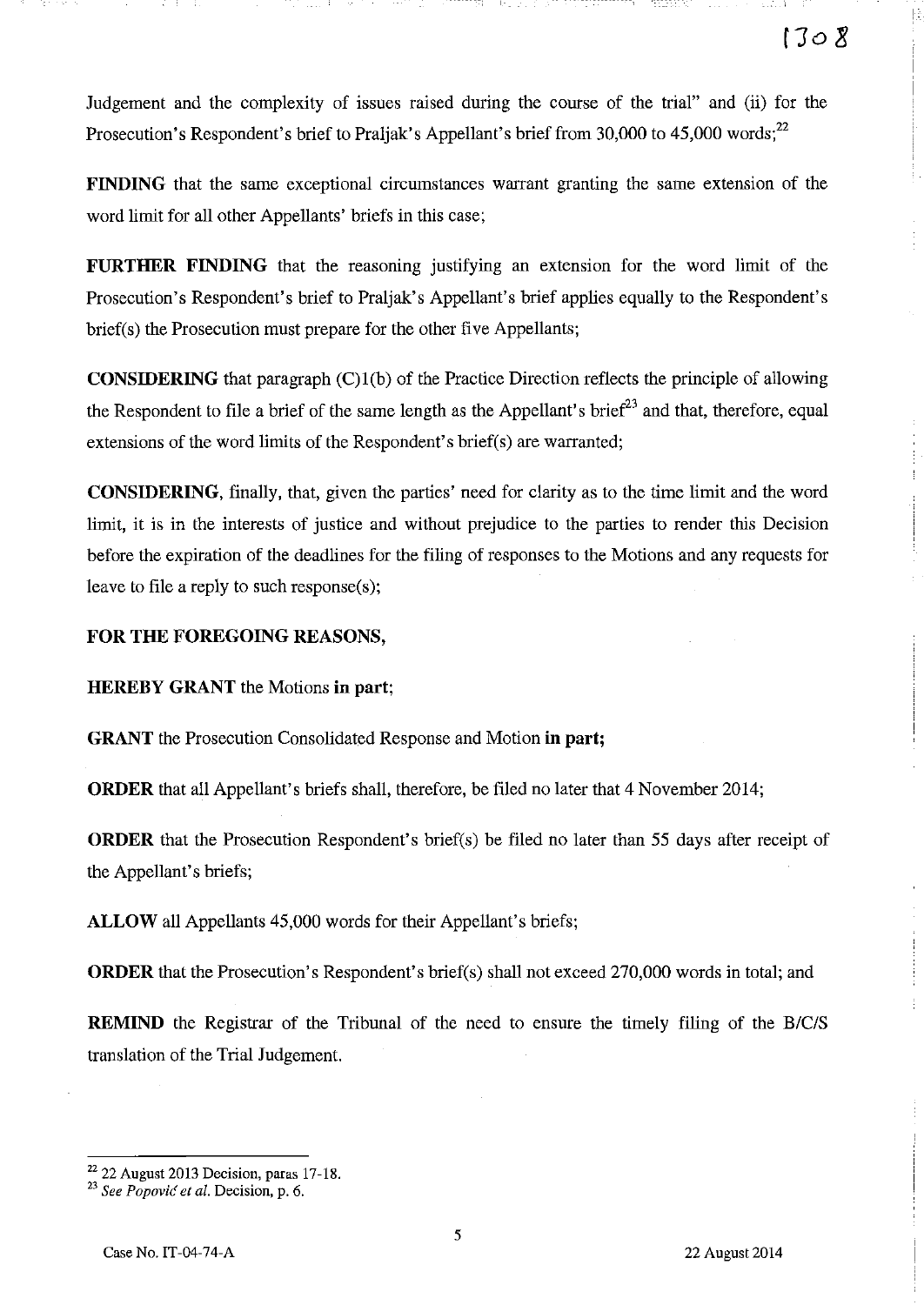Judgement and the complexity of issues raised during the course of the trial" and (ii) for the Prosecution's Respondent's brief to Praljak's Appellant's brief from 30,000 to 45,000 words;[22]

**FINDING** that the same exceptional circumstances warrant granting the same extension of the word limit for all other Appellants' briefs in this case;

**FURTHER FINDING** that the reasoning justifying an extension for the word limit of the Prosecution's Respondent's brief to Praljak's Appellant's brief applies equally to the Respondent's brief(s) the Prosecution must prepare for the other five Appellants;

**CONSIDERING** that paragraph (C)1(b) of the Practice Direction reflects the principle of allowing the Respondent to file a brief of the same length as the Appellant's brief[23] and that, therefore, equal extensions of the word limits of the Respondent's brief(s) are warranted;

**CONSIDERING**, finally, that, given the parties' need for clarity as to the time limit and the word limit, it is in the interests of justice and without prejudice to the parties to render this Decision before the expiration of the deadlines for the filing of responses to the Motions and any requests for leave to file a reply to such response(s);

**FOR THE FOREGOING REASONS,**

**HEREBY GRANT** the Motions **in part**;

**GRANT** the Prosecution Consolidated Response and Motion **in part;**

**ORDER** that all Appellant's briefs shall, therefore, be filed no later that 4 November 2014;

**ORDER** that the Prosecution Respondent's brief(s) be filed no later than 55 days after receipt of the Appellant's briefs;

**ALLOW** all Appellants 45,000 words for their Appellant's briefs;

**ORDER** that the Prosecution's Respondent's brief(s) shall not exceed 270,000 words in total; and

**REMIND** the Registrar of the Tribunal of the need to ensure the timely filing of the B/C/S translation of the Trial Judgement.

---

[22] 22 August 2013 Decision, paras 17-18.

[23] *See Popović et al.* Decision, p. 6.

Case No. IT-04-74-A — 22 August 2014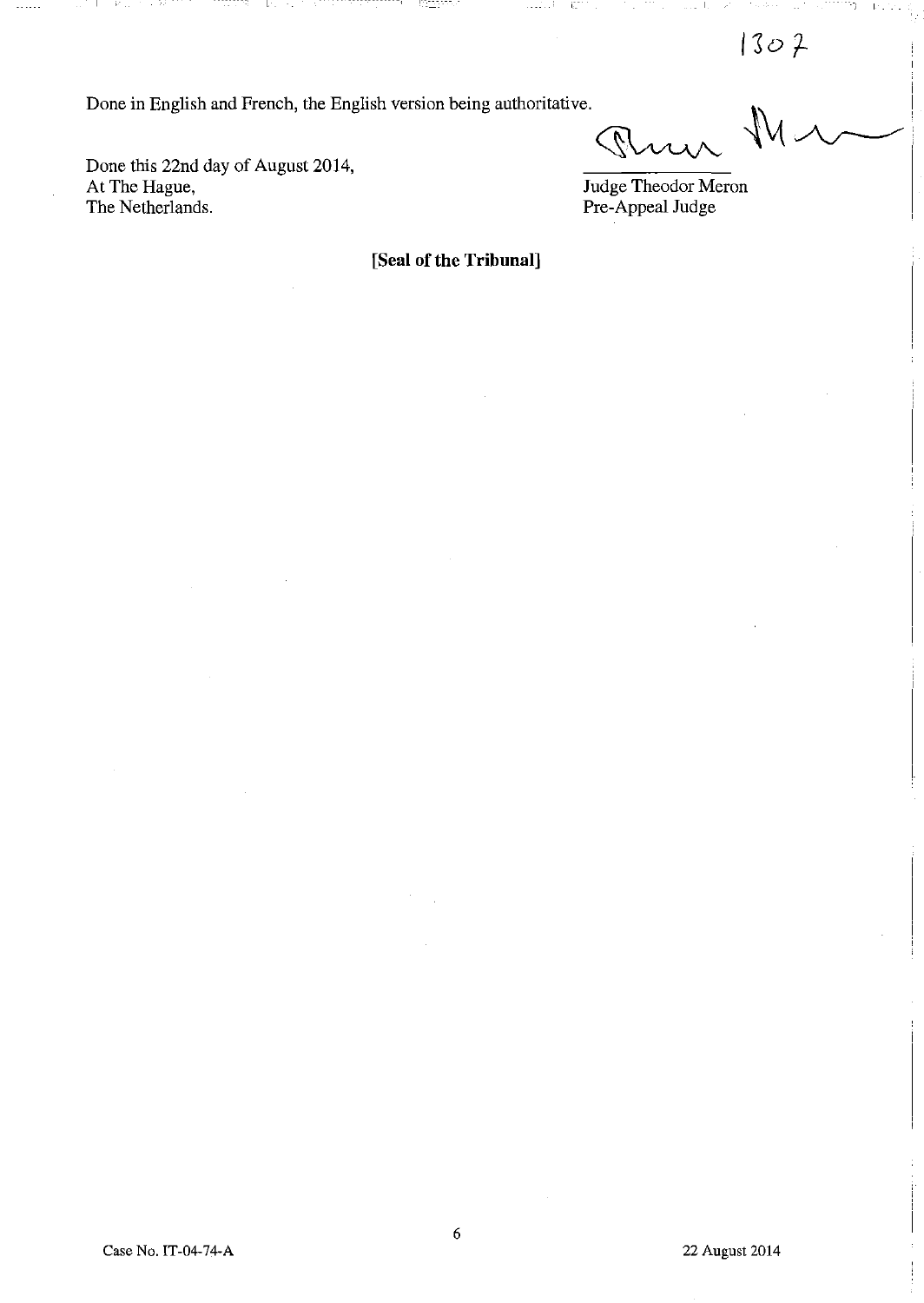Done in English and French, the English version being authoritative.

Done this 22nd day of August 2014,
At The Hague,
The Netherlands.

Judge Theodor Meron
Pre-Appeal Judge

**[Seal of the Tribunal]**

Case No. IT-04-74-A

22 August 2014